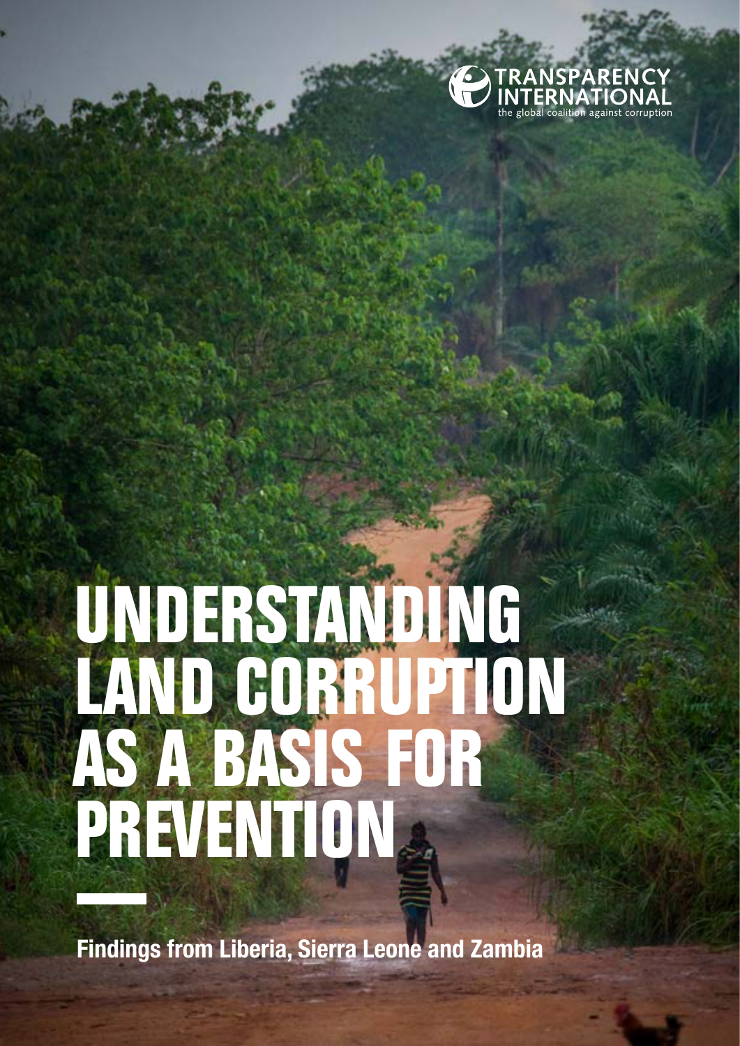TRANSPARENCY INTERNATIONAL

the global coalition against corruption

# UNDERSTANDING LAND CORRUPTION AS A BASIS FOR PREVENTION

**Findings from Liberia, Sierra Leone and Zambia**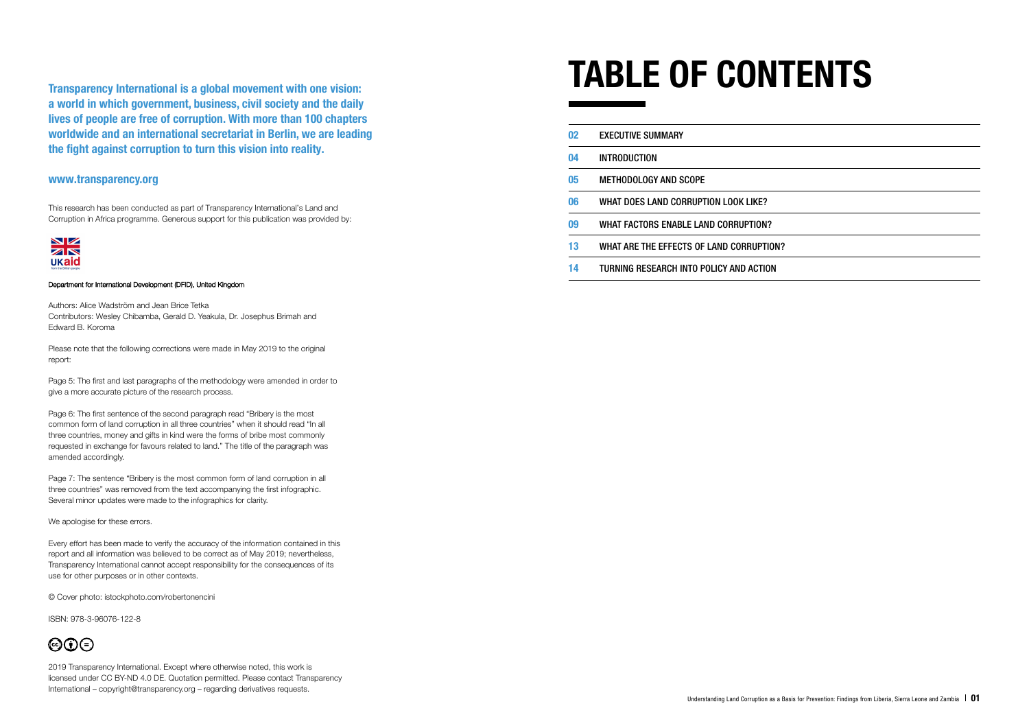**Transparency International is a global movement with one vision: a world in which government, business, civil society and the daily lives of people are free of corruption. With more than 100 chapters worldwide and an international secretariat in Berlin, we are leading the fight against corruption to turn this vision into reality.**

**www.transparency.org**

This research has been conducted as part of Transparency International's Land and Corruption in Africa programme. Generous support for this publication was provided by:

Department for International Development (DFID), United Kingdom

Authors: Alice Wadström and Jean Brice Tetka
Contributors: Wesley Chibamba, Gerald D. Yeakula, Dr. Josephus Brimah and Edward B. Koroma

Please note that the following corrections were made in May 2019 to the original report:

Page 5: The first and last paragraphs of the methodology were amended in order to give a more accurate picture of the research process.

Page 6: The first sentence of the second paragraph read "Bribery is the most common form of land corruption in all three countries" when it should read "In all three countries, money and gifts in kind were the forms of bribe most commonly requested in exchange for favours related to land." The title of the paragraph was amended accordingly.

Page 7: The sentence "Bribery is the most common form of land corruption in all three countries" was removed from the text accompanying the first infographic. Several minor updates were made to the infographics for clarity.

We apologise for these errors.

Every effort has been made to verify the accuracy of the information contained in this report and all information was believed to be correct as of May 2019; nevertheless, Transparency International cannot accept responsibility for the consequences of its use for other purposes or in other contexts.

© Cover photo: istockphoto.com/robertonencini

ISBN: 978-3-96076-122-8

2019 Transparency International. Except where otherwise noted, this work is licensed under CC BY-ND 4.0 DE. Quotation permitted. Please contact Transparency International – copyright@transparency.org – regarding derivatives requests.

# TABLE OF CONTENTS

| | |
|---|---|
| 02 | EXECUTIVE SUMMARY |
| 04 | INTRODUCTION |
| 05 | METHODOLOGY AND SCOPE |
| 06 | WHAT DOES LAND CORRUPTION LOOK LIKE? |
| 09 | WHAT FACTORS ENABLE LAND CORRUPTION? |
| 13 | WHAT ARE THE EFFECTS OF LAND CORRUPTION? |
| 14 | TURNING RESEARCH INTO POLICY AND ACTION |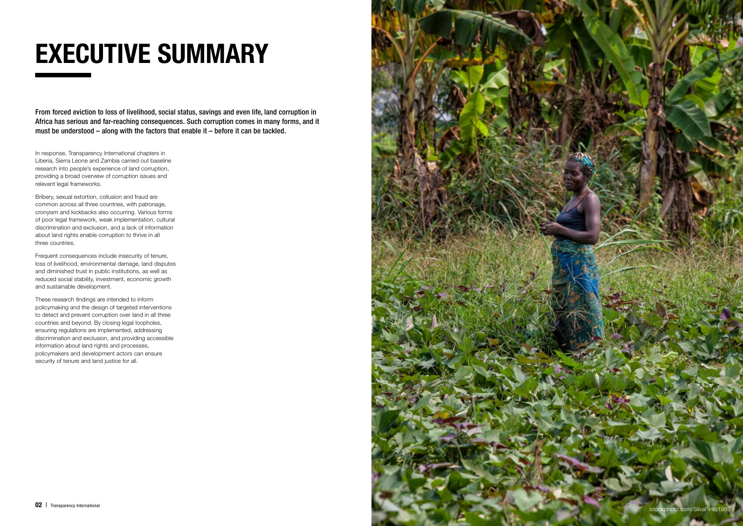# EXECUTIVE SUMMARY

**From forced eviction to loss of livelihood, social status, savings and even life, land corruption in Africa has serious and far-reaching consequences. Such corruption comes in many forms, and it must be understood – along with the factors that enable it – before it can be tackled.**

In response, Transparency International chapters in Liberia, Sierra Leone and Zambia carried out baseline research into people's experience of land corruption, providing a broad overview of corruption issues and relevant legal frameworks.

Bribery, sexual extortion, collusion and fraud are common across all three countries, with patronage, cronyism and kickbacks also occurring. Various forms of poor legal framework, weak implementation, cultural discrimination and exclusion, and a lack of information about land rights enable corruption to thrive in all three countries.

Frequent consequences include insecurity of tenure, loss of livelihood, environmental damage, land disputes and diminished trust in public institutions, as well as reduced social stability, investment, economic growth and sustainable development.

These research findings are intended to inform policymaking and the design of targeted interventions to detect and prevent corruption over land in all three countries and beyond. By closing legal loopholes, ensuring regulations are implemented, addressing discrimination and exclusion, and providing accessible information about land rights and processes, policymakers and development actors can ensure security of tenure and land justice for all.

istockphoto.com/SilvaPinto1985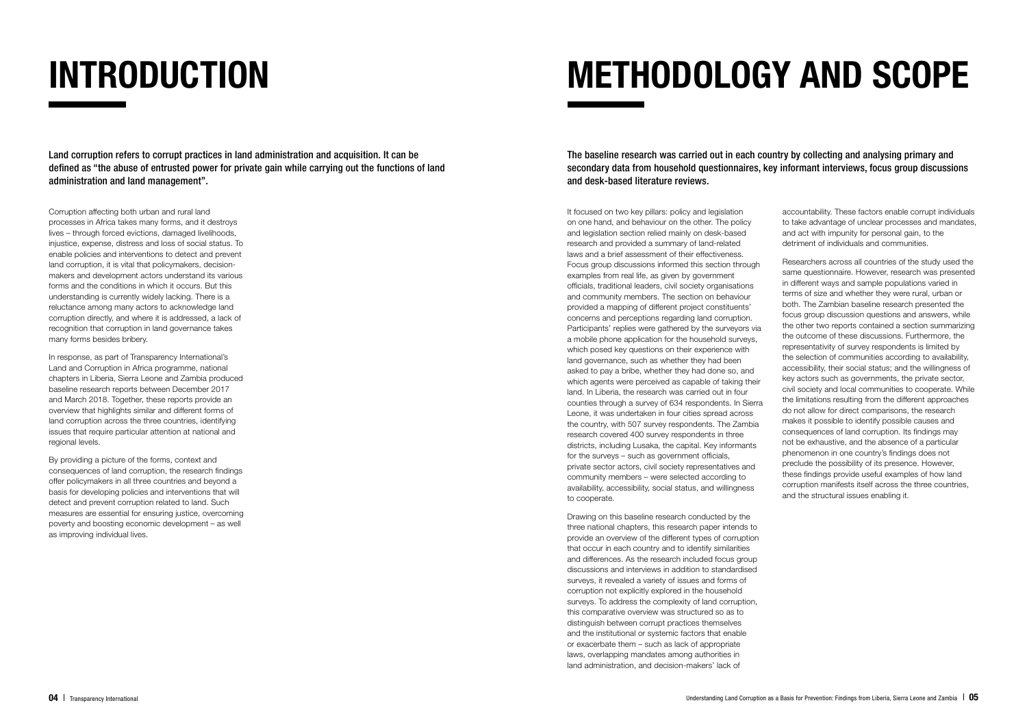# INTRODUCTION

**Land corruption refers to corrupt practices in land administration and acquisition. It can be defined as "the abuse of entrusted power for private gain while carrying out the functions of land administration and land management".**

Corruption affecting both urban and rural land processes in Africa takes many forms, and it destroys lives – through forced evictions, damaged livelihoods, injustice, expense, distress and loss of social status. To enable policies and interventions to detect and prevent land corruption, it is vital that policymakers, decision-makers and development actors understand its various forms and the conditions in which it occurs. But this understanding is currently widely lacking. There is a reluctance among many actors to acknowledge land corruption directly, and where it is addressed, a lack of recognition that corruption in land governance takes many forms besides bribery.

In response, as part of Transparency International's Land and Corruption in Africa programme, national chapters in Liberia, Sierra Leone and Zambia produced baseline research reports between December 2017 and March 2018. Together, these reports provide an overview that highlights similar and different forms of land corruption across the three countries, identifying issues that require particular attention at national and regional levels.

By providing a picture of the forms, context and consequences of land corruption, the research findings offer policymakers in all three countries and beyond a basis for developing policies and interventions that will detect and prevent corruption related to land. Such measures are essential for ensuring justice, overcoming poverty and boosting economic development – as well as improving individual lives.

# METHODOLOGY AND SCOPE

**The baseline research was carried out in each country by collecting and analysing primary and secondary data from household questionnaires, key informant interviews, focus group discussions and desk-based literature reviews.**

It focused on two key pillars: policy and legislation on one hand, and behaviour on the other. The policy and legislation section relied mainly on desk-based research and provided a summary of land-related laws and a brief assessment of their effectiveness. Focus group discussions informed this section through examples from real life, as given by government officials, traditional leaders, civil society organisations and community members. The section on behaviour provided a mapping of different project constituents' concerns and perceptions regarding land corruption. Participants' replies were gathered by the surveyors via a mobile phone application for the household surveys, which posed key questions on their experience with land governance, such as whether they had been asked to pay a bribe, whether they had done so, and which agents were perceived as capable of taking their land. In Liberia, the research was carried out in four counties through a survey of 634 respondents. In Sierra Leone, it was undertaken in four cities spread across the country, with 507 survey respondents. The Zambia research covered 400 survey respondents in three districts, including Lusaka, the capital. Key informants for the surveys – such as government officials, private sector actors, civil society representatives and community members – were selected according to availability, accessibility, social status, and willingness to cooperate.

Drawing on this baseline research conducted by the three national chapters, this research paper intends to provide an overview of the different types of corruption that occur in each country and to identify similarities and differences. As the research included focus group discussions and interviews in addition to standardised surveys, it revealed a variety of issues and forms of corruption not explicitly explored in the household surveys. To address the complexity of land corruption, this comparative overview was structured so as to distinguish between corrupt practices themselves and the institutional or systemic factors that enable or exacerbate them – such as lack of appropriate laws, overlapping mandates among authorities in land administration, and decision-makers' lack of accountability. These factors enable corrupt individuals to take advantage of unclear processes and mandates, and act with impunity for personal gain, to the detriment of individuals and communities.

Researchers across all countries of the study used the same questionnaire. However, research was presented in different ways and sample populations varied in terms of size and whether they were rural, urban or both. The Zambian baseline research presented the focus group discussion questions and answers, while the other two reports contained a section summarizing the outcome of these discussions. Furthermore, the representativity of survey respondents is limited by the selection of communities according to availability, accessibility, their social status; and the willingness of key actors such as governments, the private sector, civil society and local communities to cooperate. While the limitations resulting from the different approaches do not allow for direct comparisons, the research makes it possible to identify possible causes and consequences of land corruption. Its findings may not be exhaustive, and the absence of a particular phenomenon in one country's findings does not preclude the possibility of its presence. However, these findings provide useful examples of how land corruption manifests itself across the three countries, and the structural issues enabling it.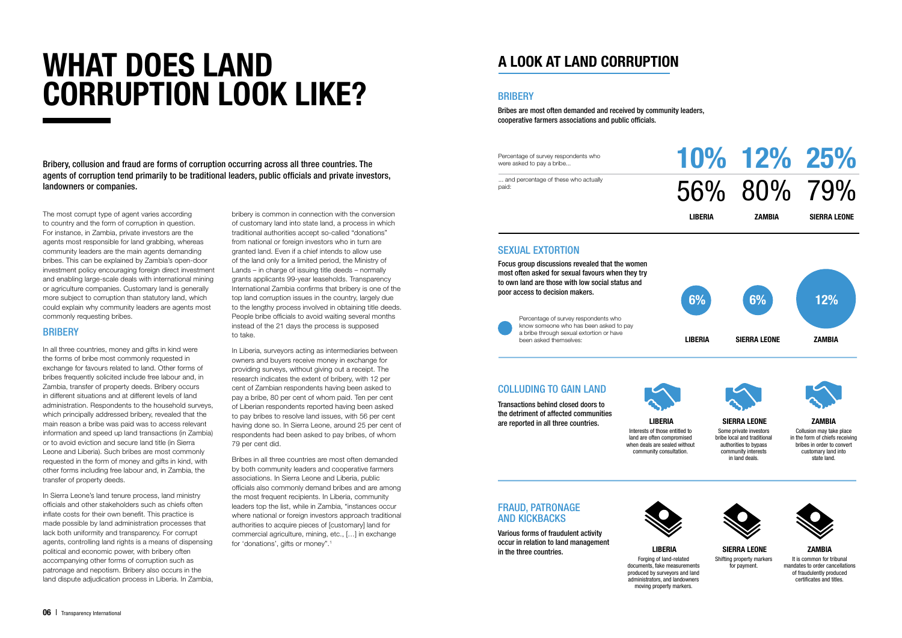# WHAT DOES LAND CORRUPTION LOOK LIKE?

**Bribery, collusion and fraud are forms of corruption occurring across all three countries. The agents of corruption tend primarily to be traditional leaders, public officials and private investors, landowners or companies.**

The most corrupt type of agent varies according to country and the form of corruption in question. For instance, in Zambia, private investors are the agents most responsible for land grabbing, whereas community leaders are the main agents demanding bribes. This can be explained by Zambia's open-door investment policy encouraging foreign direct investment and enabling large-scale deals with international mining or agriculture companies. Customary land is generally more subject to corruption than statutory land, which could explain why community leaders are agents most commonly requesting bribes.

## BRIBERY

In all three countries, money and gifts in kind were the forms of bribe most commonly requested in exchange for favours related to land. Other forms of bribes frequently solicited include free labour and, in Zambia, transfer of property deeds. Bribery occurs in different situations and at different levels of land administration. Respondents to the household surveys, which principally addressed bribery, revealed that the main reason a bribe was paid was to access relevant information and speed up land transactions (in Zambia) or to avoid eviction and secure land title (in Sierra Leone and Liberia). Such bribes are most commonly requested in the form of money and gifts in kind, with other forms including free labour and, in Zambia, the transfer of property deeds.

In Sierra Leone's land tenure process, land ministry officials and other stakeholders such as chiefs often inflate costs for their own benefit. This practice is made possible by land administration processes that lack both uniformity and transparency. For corrupt agents, controlling land rights is a means of dispensing political and economic power, with bribery often accompanying other forms of corruption such as patronage and nepotism. Bribery also occurs in the land dispute adjudication process in Liberia. In Zambia, bribery is common in connection with the conversion of customary land into state land, a process in which traditional authorities accept so-called "donations" from national or foreign investors who in turn are granted land. Even if a chief intends to allow use of the land only for a limited period, the Ministry of Lands – in charge of issuing title deeds – normally grants applicants 99-year leaseholds. Transparency International Zambia confirms that bribery is one of the top land corruption issues in the country, largely due to the lengthy process involved in obtaining title deeds. People bribe officials to avoid waiting several months instead of the 21 days the process is supposed to take.

In Liberia, surveyors acting as intermediaries between owners and buyers receive money in exchange for providing surveys, without giving out a receipt. The research indicates the extent of bribery, with 12 per cent of Zambian respondents having been asked to pay a bribe, 80 per cent of whom paid. Ten per cent of Liberian respondents reported having been asked to pay bribes to resolve land issues, with 56 per cent having done so. In Sierra Leone, around 25 per cent of respondents had been asked to pay bribes, of whom 79 per cent did.

Bribes in all three countries are most often demanded by both community leaders and cooperative farmers associations. In Sierra Leone and Liberia, public officials also commonly demand bribes and are among the most frequent recipients. In Liberia, community leaders top the list, while in Zambia, "instances occur where national or foreign investors approach traditional authorities to acquire pieces of [customary] land for commercial agriculture, mining, etc., […] in exchange for 'donations', gifts or money".[1]

# A LOOK AT LAND CORRUPTION

## BRIBERY

**Bribes are most often demanded and received by community leaders, cooperative farmers associations and public officials.**

| | LIBERIA | ZAMBIA | SIERRA LEONE |
|---|---|---|---|
| Percentage of survey respondents who were asked to pay a bribe... | 10% | 12% | 25% |
| ... and percentage of these who actually paid: | 56% | 80% | 79% |

## SEXUAL EXTORTION

**Focus group discussions revealed that the women most often asked for sexual favours when they try to own land are those with low social status and poor access to decision makers.**

| | LIBERIA | SIERRA LEONE | ZAMBIA |
|---|---|---|---|
| Percentage of survey respondents who know someone who has been asked to pay a bribe through sexual extortion or have been asked themselves: | 6% | 6% | 12% |

## COLLUDING TO GAIN LAND

**Transactions behind closed doors to the detriment of affected communities are reported in all three countries.**

**LIBERIA**
Interests of those entitled to land are often compromised when deals are sealed without community consultation.

**SIERRA LEONE**
Some private investors bribe local and traditional authorities to bypass community interests in land deals.

**ZAMBIA**
Collusion may take place in the form of chiefs receiving bribes in order to convert customary land into state land.

## FRAUD, PATRONAGE AND KICKBACKS

**Various forms of fraudulent activity occur in relation to land management in the three countries.**

**LIBERIA**
Forging of land-related documents, fake measurements produced by surveyors and land administrators, and landowners moving property markers.

**SIERRA LEONE**
Shifting property markers for payment.

**ZAMBIA**
It is common for tribunal mandates to order cancellations of fraudulently produced certificates and titles.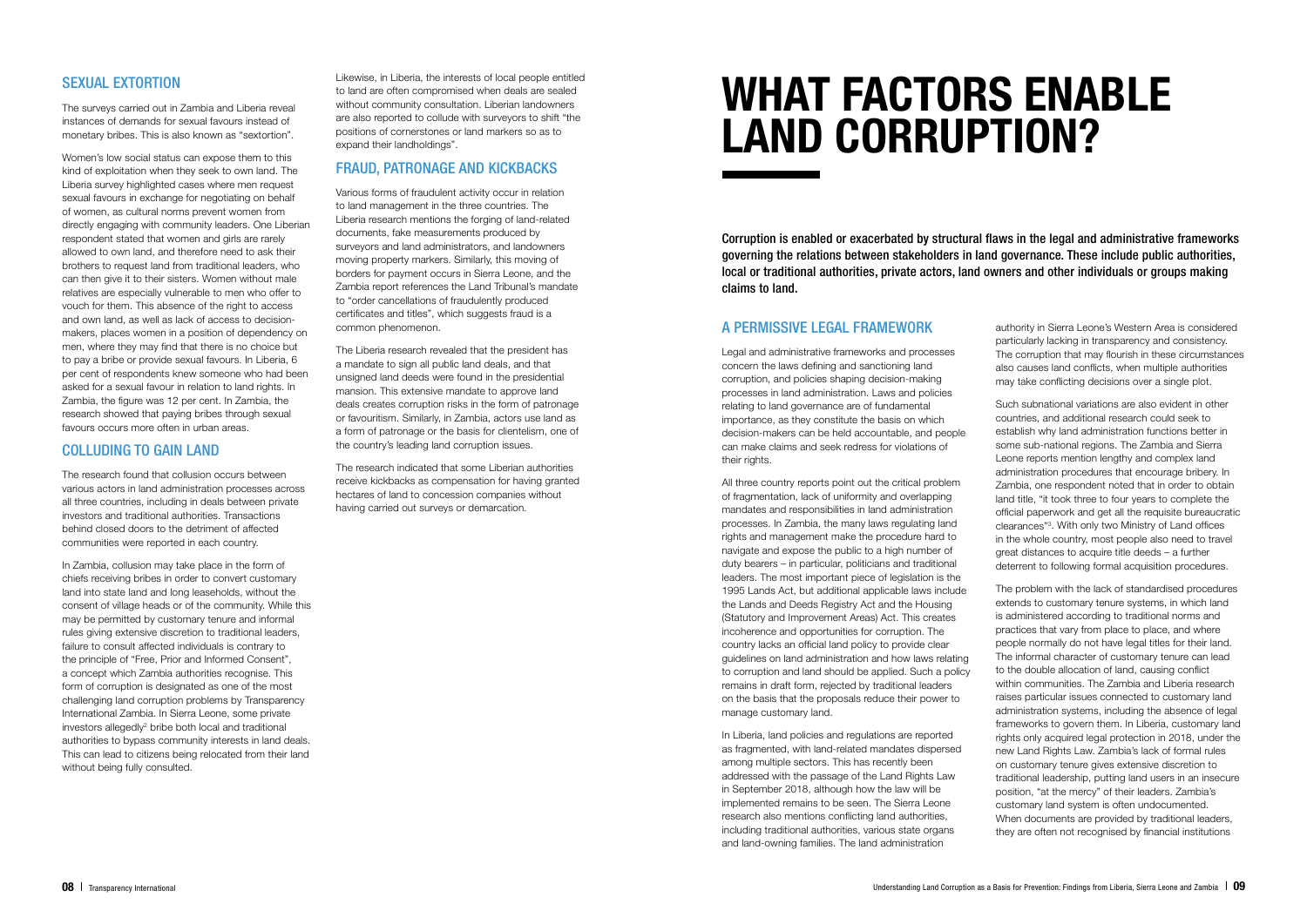## SEXUAL EXTORTION

The surveys carried out in Zambia and Liberia reveal instances of demands for sexual favours instead of monetary bribes. This is also known as "sextortion".

Women's low social status can expose them to this kind of exploitation when they seek to own land. The Liberia survey highlighted cases where men request sexual favours in exchange for negotiating on behalf of women, as cultural norms prevent women from directly engaging with community leaders. One Liberian respondent stated that women and girls are rarely allowed to own land, and therefore need to ask their brothers to request land from traditional leaders, who can then give it to their sisters. Women without male relatives are especially vulnerable to men who offer to vouch for them. This absence of the right to access and own land, as well as lack of access to decision-makers, places women in a position of dependency on men, where they may find that there is no choice but to pay a bribe or provide sexual favours. In Liberia, 6 per cent of respondents knew someone who had been asked for a sexual favour in relation to land rights. In Zambia, the figure was 12 per cent. In Zambia, the research showed that paying bribes through sexual favours occurs more often in urban areas.

## COLLUDING TO GAIN LAND

The research found that collusion occurs between various actors in land administration processes across all three countries, including in deals between private investors and traditional authorities. Transactions behind closed doors to the detriment of affected communities were reported in each country.

In Zambia, collusion may take place in the form of chiefs receiving bribes in order to convert customary land into state land and long leaseholds, without the consent of village heads or of the community. While this may be permitted by customary tenure and informal rules giving extensive discretion to traditional leaders, failure to consult affected individuals is contrary to the principle of "Free, Prior and Informed Consent", a concept which Zambia authorities recognise. This form of corruption is designated as one of the most challenging land corruption problems by Transparency International Zambia. In Sierra Leone, some private investors allegedly[2] bribe both local and traditional authorities to bypass community interests in land deals. This can lead to citizens being relocated from their land without being fully consulted.

Likewise, in Liberia, the interests of local people entitled to land are often compromised when deals are sealed without community consultation. Liberian landowners are also reported to collude with surveyors to shift "the positions of cornerstones or land markers so as to expand their landholdings".

## FRAUD, PATRONAGE AND KICKBACKS

Various forms of fraudulent activity occur in relation to land management in the three countries. The Liberia research mentions the forging of land-related documents, fake measurements produced by surveyors and land administrators, and landowners moving property markers. Similarly, this moving of borders for payment occurs in Sierra Leone, and the Zambia report references the Land Tribunal's mandate to "order cancellations of fraudulently produced certificates and titles", which suggests fraud is a common phenomenon.

The Liberia research revealed that the president has a mandate to sign all public land deals, and that unsigned land deeds were found in the presidential mansion. This extensive mandate to approve land deals creates corruption risks in the form of patronage or favouritism. Similarly, in Zambia, actors use land as a form of patronage or the basis for clientelism, one of the country's leading land corruption issues.

The research indicated that some Liberian authorities receive kickbacks as compensation for having granted hectares of land to concession companies without having carried out surveys or demarcation.

# WHAT FACTORS ENABLE LAND CORRUPTION?

**Corruption is enabled or exacerbated by structural flaws in the legal and administrative frameworks governing the relations between stakeholders in land governance. These include public authorities, local or traditional authorities, private actors, land owners and other individuals or groups making claims to land.**

## A PERMISSIVE LEGAL FRAMEWORK

Legal and administrative frameworks and processes concern the laws defining and sanctioning land corruption, and policies shaping decision-making processes in land administration. Laws and policies relating to land governance are of fundamental importance, as they constitute the basis on which decision-makers can be held accountable, and people can make claims and seek redress for violations of their rights.

All three country reports point out the critical problem of fragmentation, lack of uniformity and overlapping mandates and responsibilities in land administration processes. In Zambia, the many laws regulating land rights and management make the procedure hard to navigate and expose the public to a high number of duty bearers – in particular, politicians and traditional leaders. The most important piece of legislation is the 1995 Lands Act, but additional applicable laws include the Lands and Deeds Registry Act and the Housing (Statutory and Improvement Areas) Act. This creates incoherence and opportunities for corruption. The country lacks an official land policy to provide clear guidelines on land administration and how laws relating to corruption and land should be applied. Such a policy remains in draft form, rejected by traditional leaders on the basis that the proposals reduce their power to manage customary land.

In Liberia, land policies and regulations are reported as fragmented, with land-related mandates dispersed among multiple sectors. This has recently been addressed with the passage of the Land Rights Law in September 2018, although how the law will be implemented remains to be seen. The Sierra Leone research also mentions conflicting land authorities, including traditional authorities, various state organs and land-owning families. The land administration authority in Sierra Leone's Western Area is considered particularly lacking in transparency and consistency. The corruption that may flourish in these circumstances also causes land conflicts, when multiple authorities may take conflicting decisions over a single plot.

Such subnational variations are also evident in other countries, and additional research could seek to establish why land administration functions better in some sub-national regions. The Zambia and Sierra Leone reports mention lengthy and complex land administration procedures that encourage bribery. In Zambia, one respondent noted that in order to obtain land title, "it took three to four years to complete the official paperwork and get all the requisite bureaucratic clearances"[3]. With only two Ministry of Land offices in the whole country, most people also need to travel great distances to acquire title deeds – a further deterrent to following formal acquisition procedures.

The problem with the lack of standardised procedures extends to customary tenure systems, in which land is administered according to traditional norms and practices that vary from place to place, and where people normally do not have legal titles for their land. The informal character of customary tenure can lead to the double allocation of land, causing conflict within communities. The Zambia and Liberia research raises particular issues connected to customary land administration systems, including the absence of legal frameworks to govern them. In Liberia, customary land rights only acquired legal protection in 2018, under the new Land Rights Law. Zambia's lack of formal rules on customary tenure gives extensive discretion to traditional leadership, putting land users in an insecure position, "at the mercy" of their leaders. Zambia's customary land system is often undocumented. When documents are provided by traditional leaders, they are often not recognised by financial institutions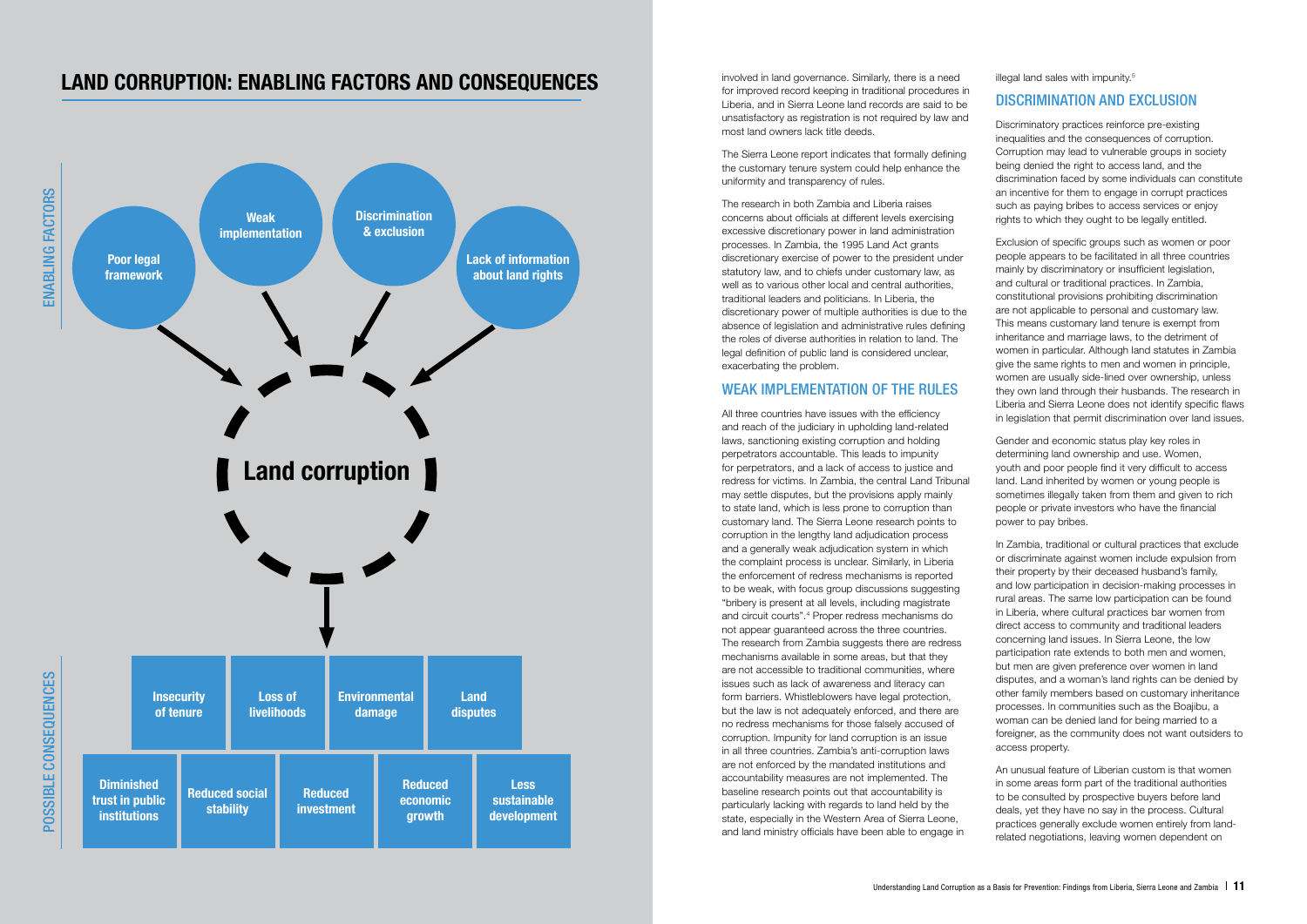## LAND CORRUPTION: ENABLING FACTORS AND CONSEQUENCES

**ENABLING FACTORS**

- Poor legal framework
- Weak implementation
- Discrimination & exclusion
- Lack of information about land rights

**Land corruption**

**POSSIBLE CONSEQUENCES**

- Insecurity of tenure
- Loss of livelihoods
- Environmental damage
- Land disputes
- Diminished trust in public institutions
- Reduced social stability
- Reduced investment
- Reduced economic growth
- Less sustainable development

involved in land governance. Similarly, there is a need for improved record keeping in traditional procedures in Liberia, and in Sierra Leone land records are said to be unsatisfactory as registration is not required by law and most land owners lack title deeds.

The Sierra Leone report indicates that formally defining the customary tenure system could help enhance the uniformity and transparency of rules.

The research in both Zambia and Liberia raises concerns about officials at different levels exercising excessive discretionary power in land administration processes. In Zambia, the 1995 Land Act grants discretionary exercise of power to the president under statutory law, and to chiefs under customary law, as well as to various other local and central authorities, traditional leaders and politicians. In Liberia, the discretionary power of multiple authorities is due to the absence of legislation and administrative rules defining the roles of diverse authorities in relation to land. The legal definition of public land is considered unclear, exacerbating the problem.

### WEAK IMPLEMENTATION OF THE RULES

All three countries have issues with the efficiency and reach of the judiciary in upholding land-related laws, sanctioning existing corruption and holding perpetrators accountable. This leads to impunity for perpetrators, and a lack of access to justice and redress for victims. In Zambia, the central Land Tribunal may settle disputes, but the provisions apply mainly to state land, which is less prone to corruption than customary land. The Sierra Leone research points to corruption in the lengthy land adjudication process and a generally weak adjudication system in which the complaint process is unclear. Similarly, in Liberia the enforcement of redress mechanisms is reported to be weak, with focus group discussions suggesting "bribery is present at all levels, including magistrate and circuit courts".[4] Proper redress mechanisms do not appear guaranteed across the three countries. The research from Zambia suggests there are redress mechanisms available in some areas, but that they are not accessible to traditional communities, where issues such as lack of awareness and literacy can form barriers. Whistleblowers have legal protection, but the law is not adequately enforced, and there are no redress mechanisms for those falsely accused of corruption. Impunity for land corruption is an issue in all three countries. Zambia's anti-corruption laws are not enforced by the mandated institutions and accountability measures are not implemented. The baseline research points out that accountability is particularly lacking with regards to land held by the state, especially in the Western Area of Sierra Leone, and land ministry officials have been able to engage in illegal land sales with impunity.[5]

### DISCRIMINATION AND EXCLUSION

Discriminatory practices reinforce pre-existing inequalities and the consequences of corruption. Corruption may lead to vulnerable groups in society being denied the right to access land, and the discrimination faced by some individuals can constitute an incentive for them to engage in corrupt practices such as paying bribes to access services or enjoy rights to which they ought to be legally entitled.

Exclusion of specific groups such as women or poor people appears to be facilitated in all three countries mainly by discriminatory or insufficient legislation, and cultural or traditional practices. In Zambia, constitutional provisions prohibiting discrimination are not applicable to personal and customary law. This means customary land tenure is exempt from inheritance and marriage laws, to the detriment of women in particular. Although land statutes in Zambia give the same rights to men and women in principle, women are usually side-lined over ownership, unless they own land through their husbands. The research in Liberia and Sierra Leone does not identify specific flaws in legislation that permit discrimination over land issues.

Gender and economic status play key roles in determining land ownership and use. Women, youth and poor people find it very difficult to access land. Land inherited by women or young people is sometimes illegally taken from them and given to rich people or private investors who have the financial power to pay bribes.

In Zambia, traditional or cultural practices that exclude or discriminate against women include expulsion from their property by their deceased husband's family, and low participation in decision-making processes in rural areas. The same low participation can be found in Liberia, where cultural practices bar women from direct access to community and traditional leaders concerning land issues. In Sierra Leone, the low participation rate extends to both men and women, but men are given preference over women in land disputes, and a woman's land rights can be denied by other family members based on customary inheritance processes. In communities such as the Boajibu, a woman can be denied land for being married to a foreigner, as the community does not want outsiders to access property.

An unusual feature of Liberian custom is that women in some areas form part of the traditional authorities to be consulted by prospective buyers before land deals, yet they have no say in the process. Cultural practices generally exclude women entirely from land-related negotiations, leaving women dependent on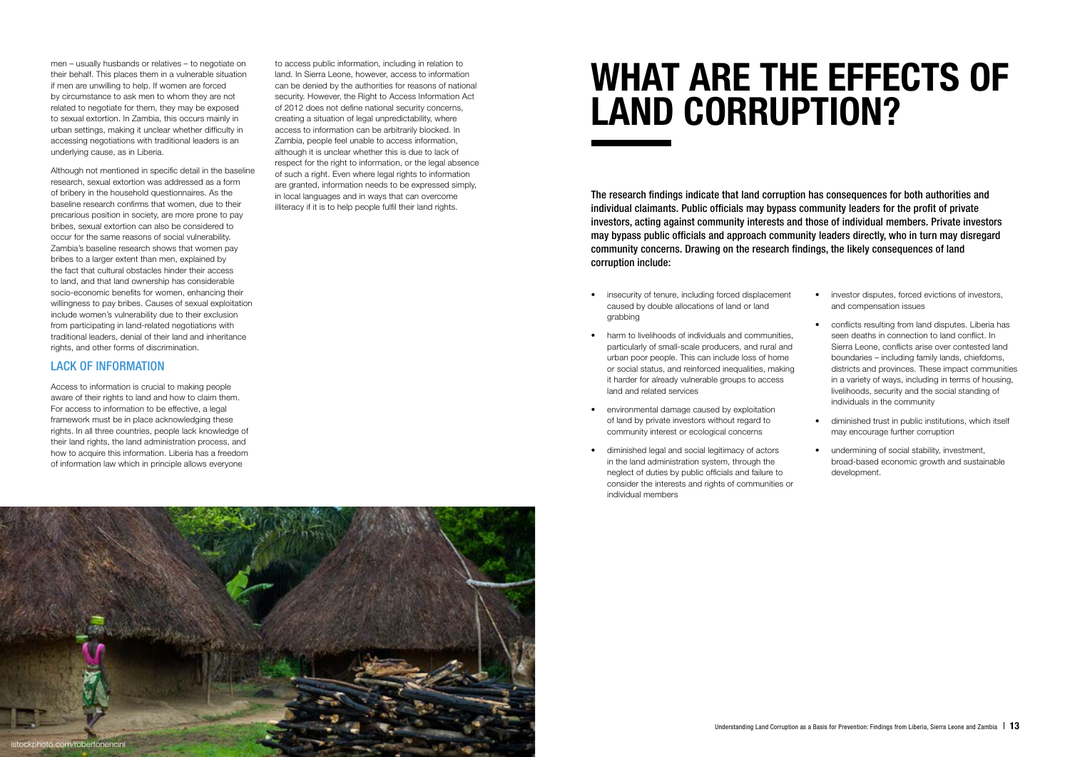men – usually husbands or relatives – to negotiate on their behalf. This places them in a vulnerable situation if men are unwilling to help. If women are forced by circumstance to ask men to whom they are not related to negotiate for them, they may be exposed to sexual extortion. In Zambia, this occurs mainly in urban settings, making it unclear whether difficulty in accessing negotiations with traditional leaders is an underlying cause, as in Liberia.

Although not mentioned in specific detail in the baseline research, sexual extortion was addressed as a form of bribery in the household questionnaires. As the baseline research confirms that women, due to their precarious position in society, are more prone to pay bribes, sexual extortion can also be considered to occur for the same reasons of social vulnerability. Zambia's baseline research shows that women pay bribes to a larger extent than men, explained by the fact that cultural obstacles hinder their access to land, and that land ownership has considerable socio-economic benefits for women, enhancing their willingness to pay bribes. Causes of sexual exploitation include women's vulnerability due to their exclusion from participating in land-related negotiations with traditional leaders, denial of their land and inheritance rights, and other forms of discrimination.

### LACK OF INFORMATION

Access to information is crucial to making people aware of their rights to land and how to claim them. For access to information to be effective, a legal framework must be in place acknowledging these rights. In all three countries, people lack knowledge of their land rights, the land administration process, and how to acquire this information. Liberia has a freedom of information law which in principle allows everyone to access public information, including in relation to land. In Sierra Leone, however, access to information can be denied by the authorities for reasons of national security. However, the Right to Access Information Act of 2012 does not define national security concerns, creating a situation of legal unpredictability, where access to information can be arbitrarily blocked. In Zambia, people feel unable to access information, although it is unclear whether this is due to lack of respect for the right to information, or the legal absence of such a right. Even where legal rights to information are granted, information needs to be expressed simply, in local languages and in ways that can overcome illiteracy if it is to help people fulfil their land rights.

istockphoto.com/robertonencini

# WHAT ARE THE EFFECTS OF LAND CORRUPTION?

**The research findings indicate that land corruption has consequences for both authorities and individual claimants. Public officials may bypass community leaders for the profit of private investors, acting against community interests and those of individual members. Private investors may bypass public officials and approach community leaders directly, who in turn may disregard community concerns. Drawing on the research findings, the likely consequences of land corruption include:**

- insecurity of tenure, including forced displacement caused by double allocations of land or land grabbing
- harm to livelihoods of individuals and communities, particularly of small-scale producers, and rural and urban poor people. This can include loss of home or social status, and reinforced inequalities, making it harder for already vulnerable groups to access land and related services
- environmental damage caused by exploitation of land by private investors without regard to community interest or ecological concerns
- diminished legal and social legitimacy of actors in the land administration system, through the neglect of duties by public officials and failure to consider the interests and rights of communities or individual members
- investor disputes, forced evictions of investors, and compensation issues
- conflicts resulting from land disputes. Liberia has seen deaths in connection to land conflict. In Sierra Leone, conflicts arise over contested land boundaries – including family lands, chiefdoms, districts and provinces. These impact communities in a variety of ways, including in terms of housing, livelihoods, security and the social standing of individuals in the community
- diminished trust in public institutions, which itself may encourage further corruption
- undermining of social stability, investment, broad-based economic growth and sustainable development.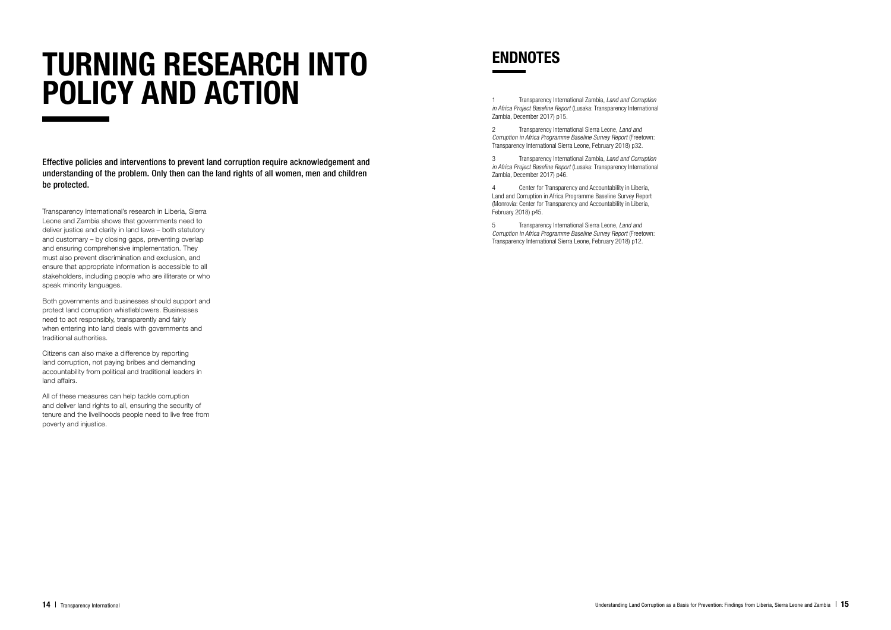# TURNING RESEARCH INTO POLICY AND ACTION

**Effective policies and interventions to prevent land corruption require acknowledgement and understanding of the problem. Only then can the land rights of all women, men and children be protected.**

Transparency International's research in Liberia, Sierra Leone and Zambia shows that governments need to deliver justice and clarity in land laws – both statutory and customary – by closing gaps, preventing overlap and ensuring comprehensive implementation. They must also prevent discrimination and exclusion, and ensure that appropriate information is accessible to all stakeholders, including people who are illiterate or who speak minority languages.

Both governments and businesses should support and protect land corruption whistleblowers. Businesses need to act responsibly, transparently and fairly when entering into land deals with governments and traditional authorities.

Citizens can also make a difference by reporting land corruption, not paying bribes and demanding accountability from political and traditional leaders in land affairs.

All of these measures can help tackle corruption and deliver land rights to all, ensuring the security of tenure and the livelihoods people need to live free from poverty and injustice.

# ENDNOTES

1 Transparency International Zambia, *Land and Corruption in Africa Project Baseline Report* (Lusaka: Transparency International Zambia, December 2017) p15.

2 Transparency International Sierra Leone, *Land and Corruption in Africa Programme Baseline Survey Report* (Freetown: Transparency International Sierra Leone, February 2018) p32.

3 Transparency International Zambia, *Land and Corruption in Africa Project Baseline Report* (Lusaka: Transparency International Zambia, December 2017) p46.

4 Center for Transparency and Accountability in Liberia, Land and Corruption in Africa Programme Baseline Survey Report (Monrovia: Center for Transparency and Accountability in Liberia, February 2018) p45.

5 Transparency International Sierra Leone, *Land and Corruption in Africa Programme Baseline Survey Report* (Freetown: Transparency International Sierra Leone, February 2018) p12.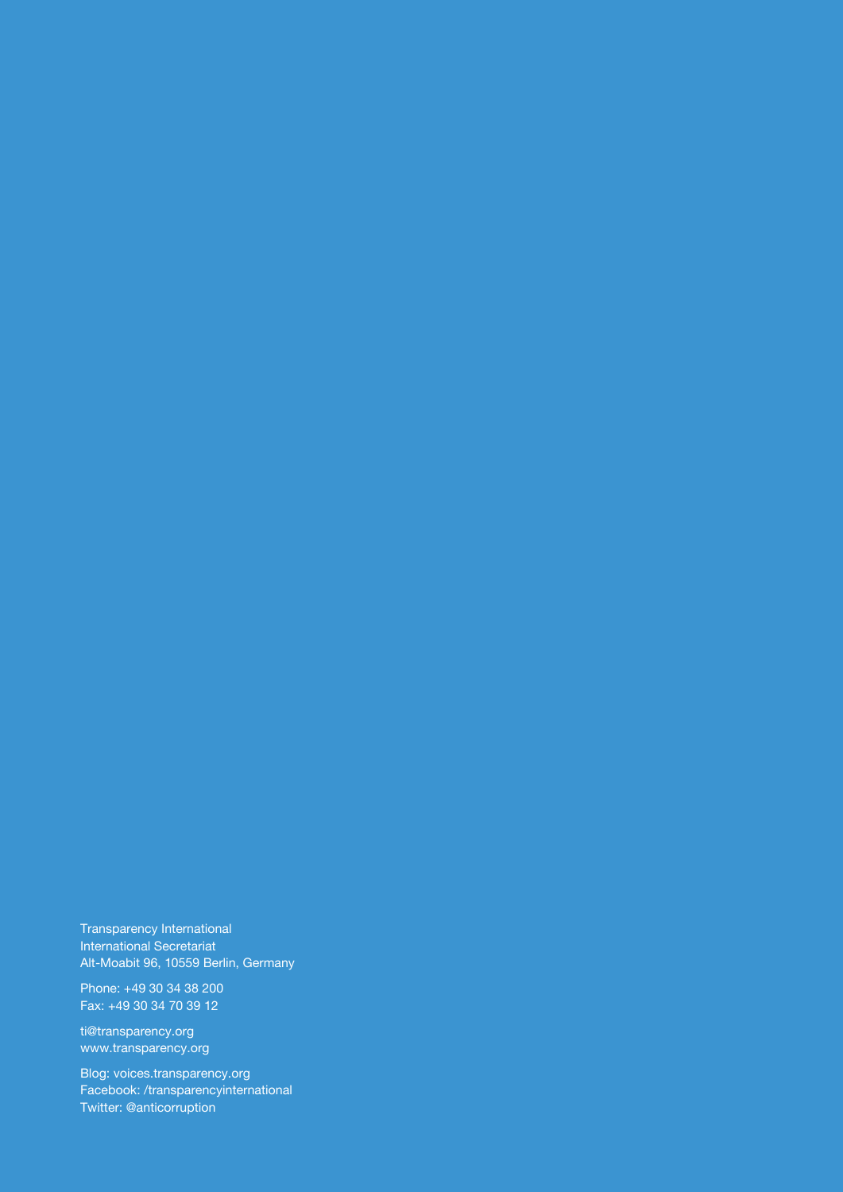Transparency International
International Secretariat
Alt-Moabit 96, 10559 Berlin, Germany

Phone: +49 30 34 38 200
Fax: +49 30 34 70 39 12

ti@transparency.org
www.transparency.org

Blog: voices.transparency.org
Facebook: /transparencyinternational
Twitter: @anticorruption